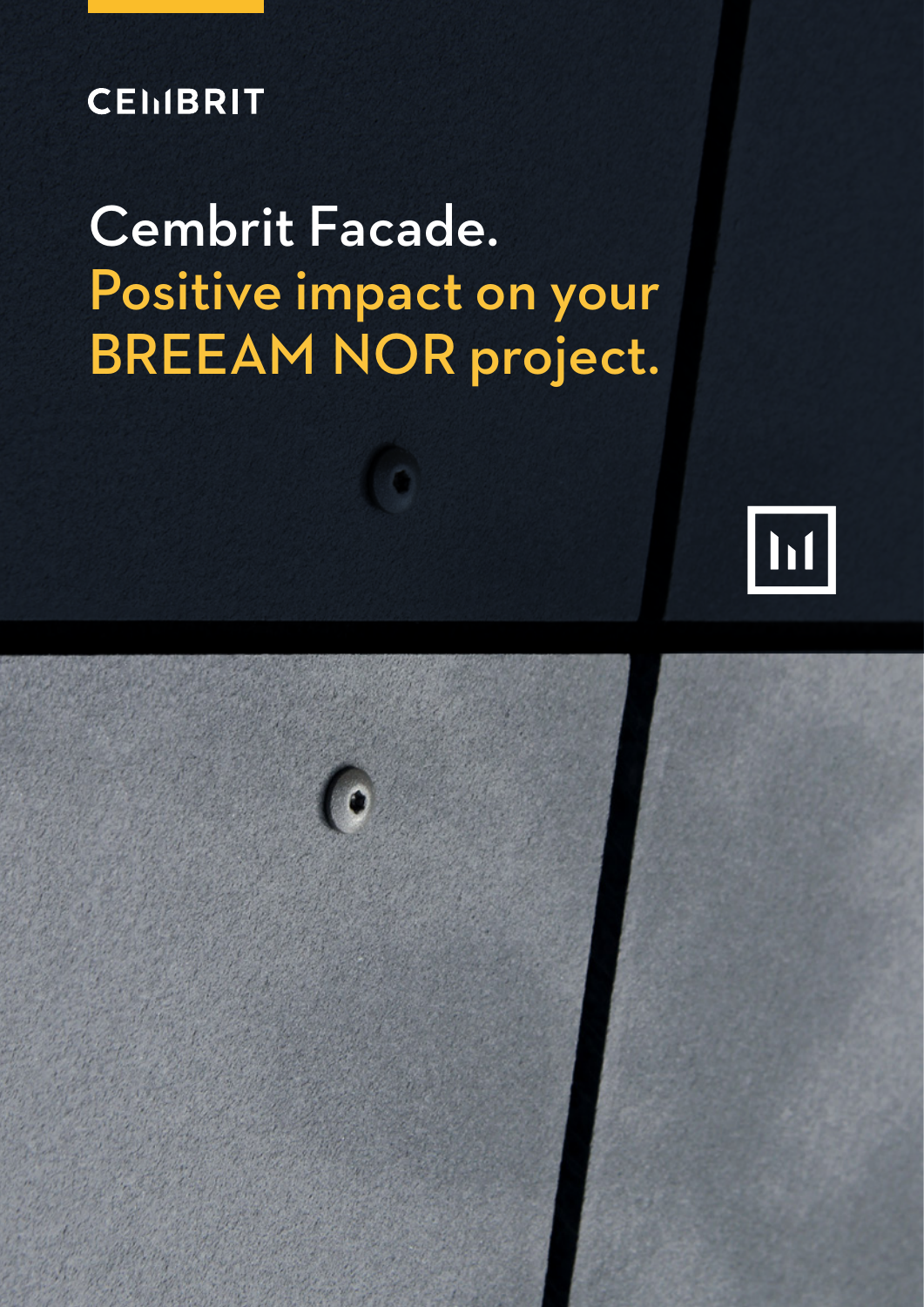CEMBRIT

# Cembrit Facade.

## Positive impact on your BREEAM NOR project.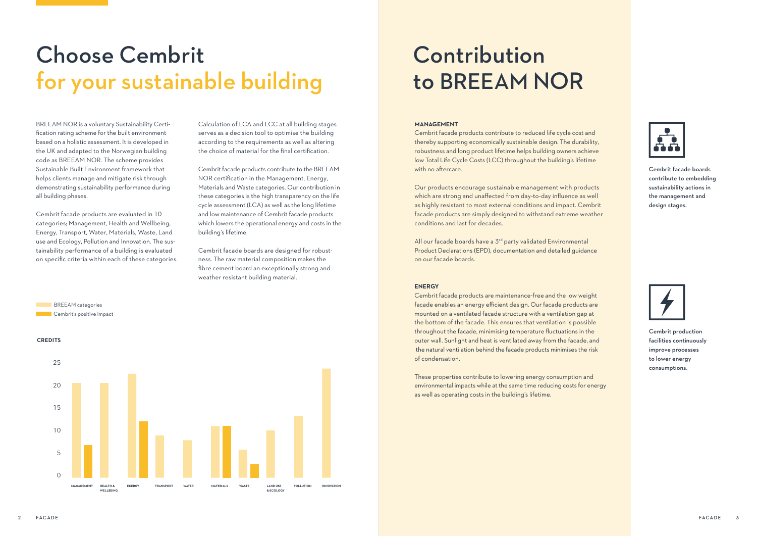# Choose Cembrit for your sustainable building

BREEAM NOR is a voluntary Sustainability Certification rating scheme for the built environment based on a holistic assessment. It is developed in the UK and adapted to the Norwegian building code as BREEAM NOR. The scheme provides Sustainable Built Environment framework that helps clients manage and mitigate risk through demonstrating sustainability performance during all building phases.

Cembrit facade products are evaluated in 10 categories; Management, Health and Wellbeing, Energy, Transport, Water, Materials, Waste, Land use and Ecology, Pollution and Innovation. The sustainability performance of a building is evaluated on specific criteria within each of these categories.

Calculation of LCA and LCC at all building stages serves as a decision tool to optimise the building according to the requirements as well as altering the choice of material for the final certification.

Cembrit facade products contribute to the BREEAM NOR certification in the Management, Energy, Materials and Waste categories. Our contribution in these categories is the high transparency on the life cycle assessment (LCA) as well as the long lifetime and low maintenance of Cembrit facade products which lowers the operational energy and costs in the building's lifetime.

Cembrit facade boards are designed for robustness. The raw material composition makes the fibre cement board an exceptionally strong and weather resistant building material.

BREEAM categories
Cembrit's positive impact

**CREDITS**

| Category | BREEAM categories | Cembrit's positive impact |
|---|---|---|
| MANAGEMENT | 21 | 7 |
| HEALTH & WELLBEING | 21 | |
| ENERGY | 23 | 12.5 |
| TRANSPORT | 9.5 | |
| WATER | 8.5 | |
| MATERIALS | 11.5 | 11.5 |
| WASTE | 6 | 3 |
| LAND USE & ECOLOGY | 10.5 | |
| POLLUTION | 13.5 | |
| INNOVATION | 24.5 | |

# Contribution to BREEAM NOR

**MANAGEMENT**

Cembrit facade products contribute to reduced life cycle cost and thereby supporting economically sustainable design. The durability, robustness and long product lifetime helps building owners achieve low Total Life Cycle Costs (LCC) throughout the building's lifetime with no aftercare.

Our products encourage sustainable management with products which are strong and unaffected from day-to-day influence as well as highly resistant to most external conditions and impact. Cembrit facade products are simply designed to withstand extreme weather conditions and last for decades.

All our facade boards have a 3rd party validated Environmental Product Declarations (EPD), documentation and detailed guidance on our facade boards.

**Cembrit facade boards contribute to embedding sustainability actions in the management and design stages.**

**ENERGY**

Cembrit facade products are maintenance-free and the low weight facade enables an energy efficient design. Our facade products are mounted on a ventilated facade structure with a ventilation gap at the bottom of the facade. This ensures that ventilation is possible throughout the facade, minimising temperature fluctuations in the outer wall. Sunlight and heat is ventilated away from the facade, and the natural ventilation behind the facade products minimises the risk of condensation.

These properties contribute to lowering energy consumption and environmental impacts while at the same time reducing costs for energy as well as operating costs in the building's lifetime.

**Cembrit production facilities continuously improve processes to lower energy consumptions.**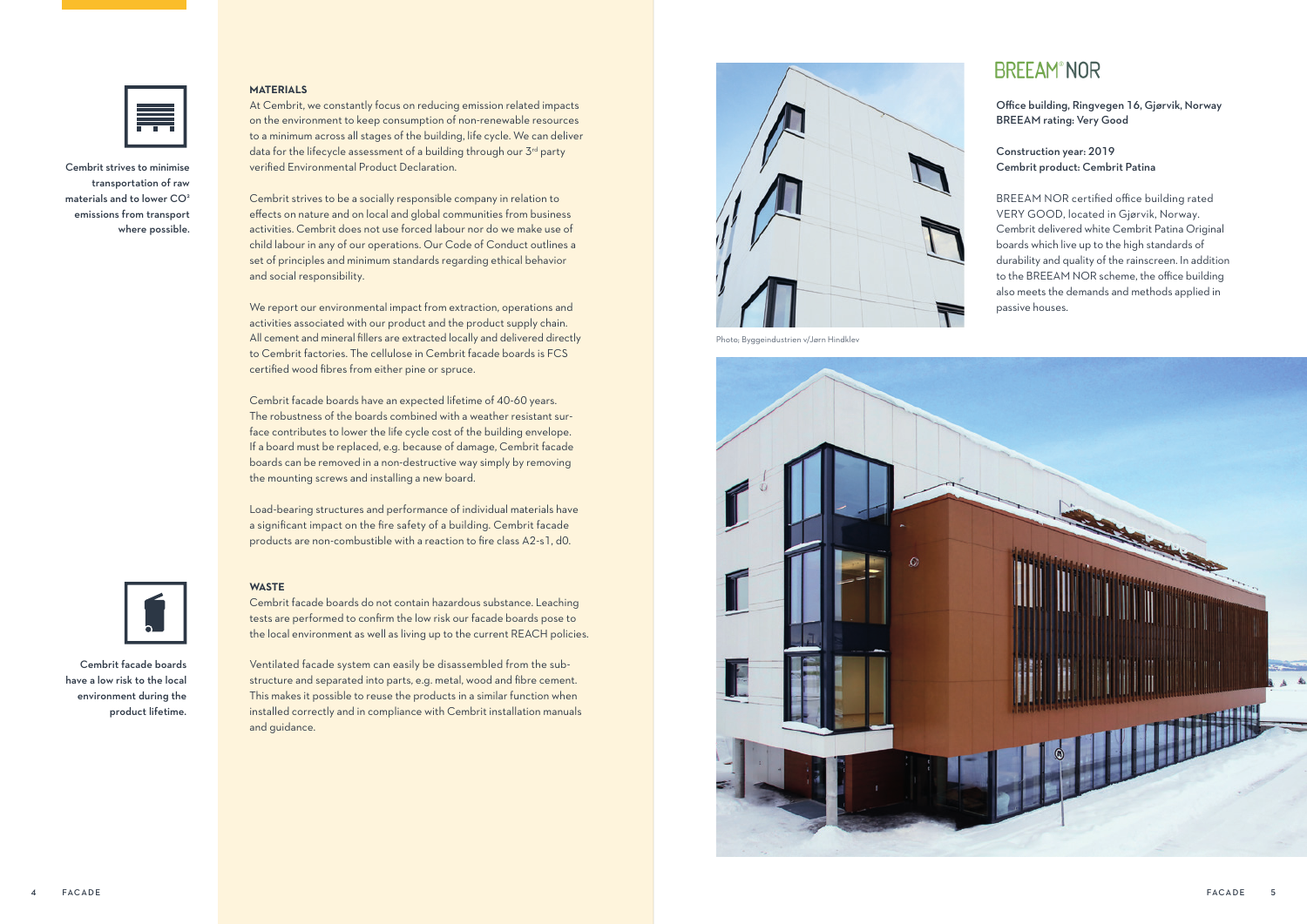Cembrit strives to minimise transportation of raw materials and to lower $CO_2$ emissions from transport where possible.

## MATERIALS

At Cembrit, we constantly focus on reducing emission related impacts on the environment to keep consumption of non-renewable resources to a minimum across all stages of the building, life cycle. We can deliver data for the lifecycle assessment of a building through our 3rd party verified Environmental Product Declaration.

Cembrit strives to be a socially responsible company in relation to effects on nature and on local and global communities from business activities. Cembrit does not use forced labour nor do we make use of child labour in any of our operations. Our Code of Conduct outlines a set of principles and minimum standards regarding ethical behavior and social responsibility.

We report our environmental impact from extraction, operations and activities associated with our product and the product supply chain. All cement and mineral fillers are extracted locally and delivered directly to Cembrit factories. The cellulose in Cembrit facade boards is FCS certified wood fibres from either pine or spruce.

Cembrit facade boards have an expected lifetime of 40-60 years. The robustness of the boards combined with a weather resistant surface contributes to lower the life cycle cost of the building envelope. If a board must be replaced, e.g. because of damage, Cembrit facade boards can be removed in a non-destructive way simply by removing the mounting screws and installing a new board.

Load-bearing structures and performance of individual materials have a significant impact on the fire safety of a building. Cembrit facade products are non-combustible with a reaction to fire class A2-s1, d0.

Cembrit facade boards have a low risk to the local environment during the product lifetime.

## WASTE

Cembrit facade boards do not contain hazardous substance. Leaching tests are performed to confirm the low risk our facade boards pose to the local environment as well as living up to the current REACH policies.

Ventilated facade system can easily be disassembled from the substructure and separated into parts, e.g. metal, wood and fibre cement. This makes it possible to reuse the products in a similar function when installed correctly and in compliance with Cembrit installation manuals and guidance.

Photo; Byggeindustrien v/Jørn Hindklev

## BREEAM® NOR

**Office building, Ringvegen 16, Gjørvik, Norway**
**BREEAM rating: Very Good**

**Construction year: 2019**
**Cembrit product: Cembrit Patina**

BREEAM NOR certified office building rated VERY GOOD, located in Gjørvik, Norway. Cembrit delivered white Cembrit Patina Original boards which live up to the high standards of durability and quality of the rainscreen. In addition to the BREEAM NOR scheme, the office building also meets the demands and methods applied in passive houses.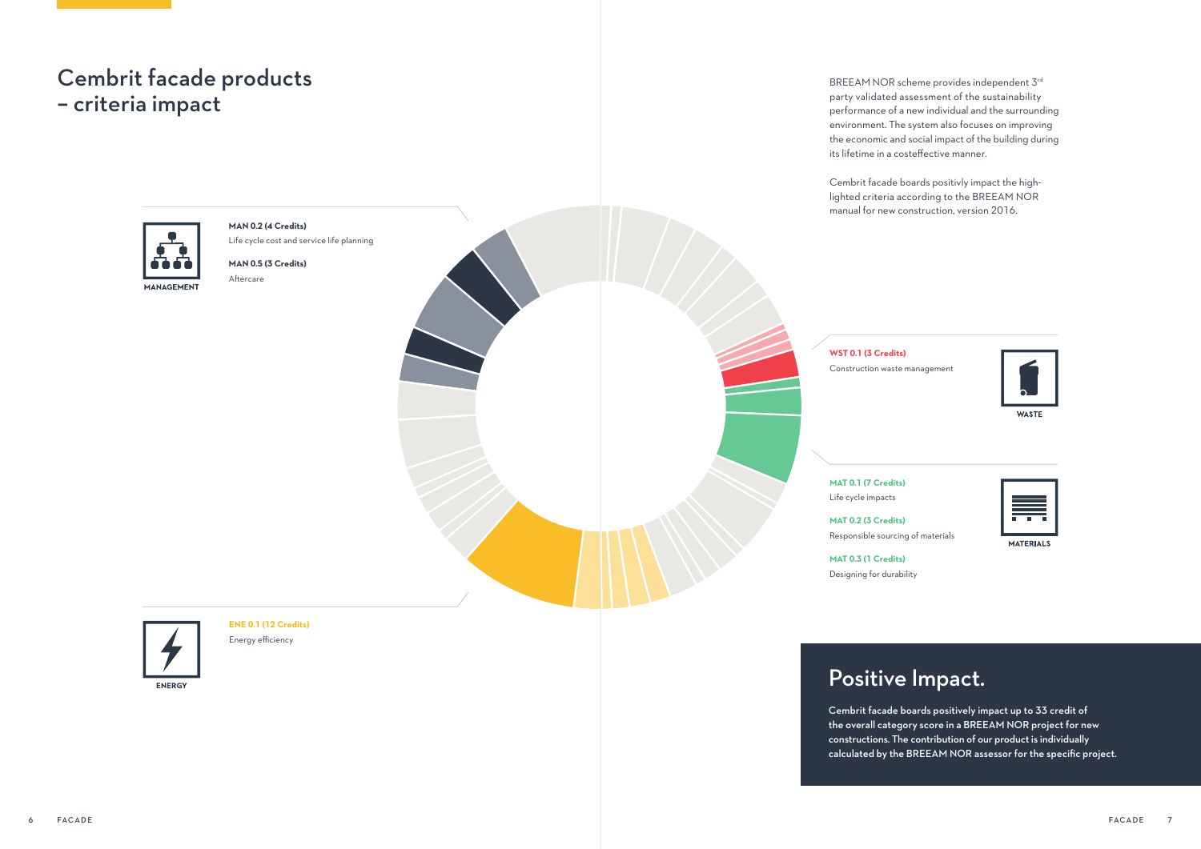# Cembrit facade products – criteria impact

MANAGEMENT

**MAN 0.2 (4 Credits)**
Life cycle cost and service life planning

**MAN 0.5 (3 Credits)**
Aftercare

ENERGY

**ENE 0.1 (12 Credits)**
Energy efficiency

BREEAM NOR scheme provides independent 3rd party validated assessment of the sustainability performance of a new individual and the surrounding environment. The system also focuses on improving the economic and social impact of the building during its lifetime in a costeffective manner.

Cembrit facade boards positivly impact the high-lighted criteria according to the BREEAM NOR manual for new construction, version 2016.

WASTE

**WST 0.1 (3 Credits)**
Construction waste management

MATERIALS

**MAT 0.1 (7 Credits)**
Life cycle impacts

**MAT 0.2 (3 Credits)**
Responsible sourcing of materials

**MAT 0.3 (1 Credits)**
Designing for durability

## Positive Impact.

**Cembrit facade boards positively impact up to 33 credit of the overall category score in a BREEAM NOR project for new constructions. The contribution of our product is individually calculated by the BREEAM NOR assessor for the specific project.**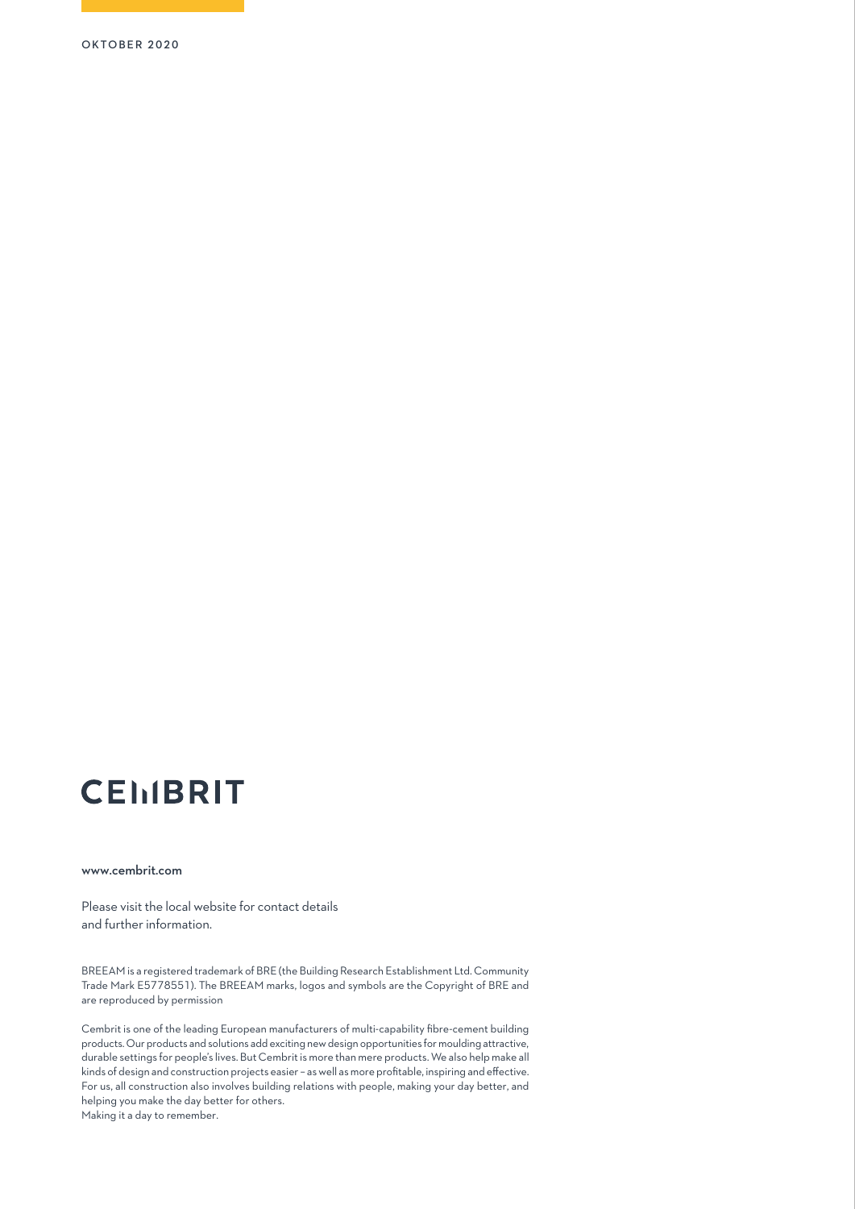OKTOBER 2020

CEMBRIT

www.cembrit.com

Please visit the local website for contact details and further information.

BREEAM is a registered trademark of BRE (the Building Research Establishment Ltd. Community Trade Mark E5778551). The BREEAM marks, logos and symbols are the Copyright of BRE and are reproduced by permission

Cembrit is one of the leading European manufacturers of multi-capability fibre-cement building products. Our products and solutions add exciting new design opportunities for moulding attractive, durable settings for people's lives. But Cembrit is more than mere products. We also help make all kinds of design and construction projects easier – as well as more profitable, inspiring and effective. For us, all construction also involves building relations with people, making your day better, and helping you make the day better for others.
Making it a day to remember.